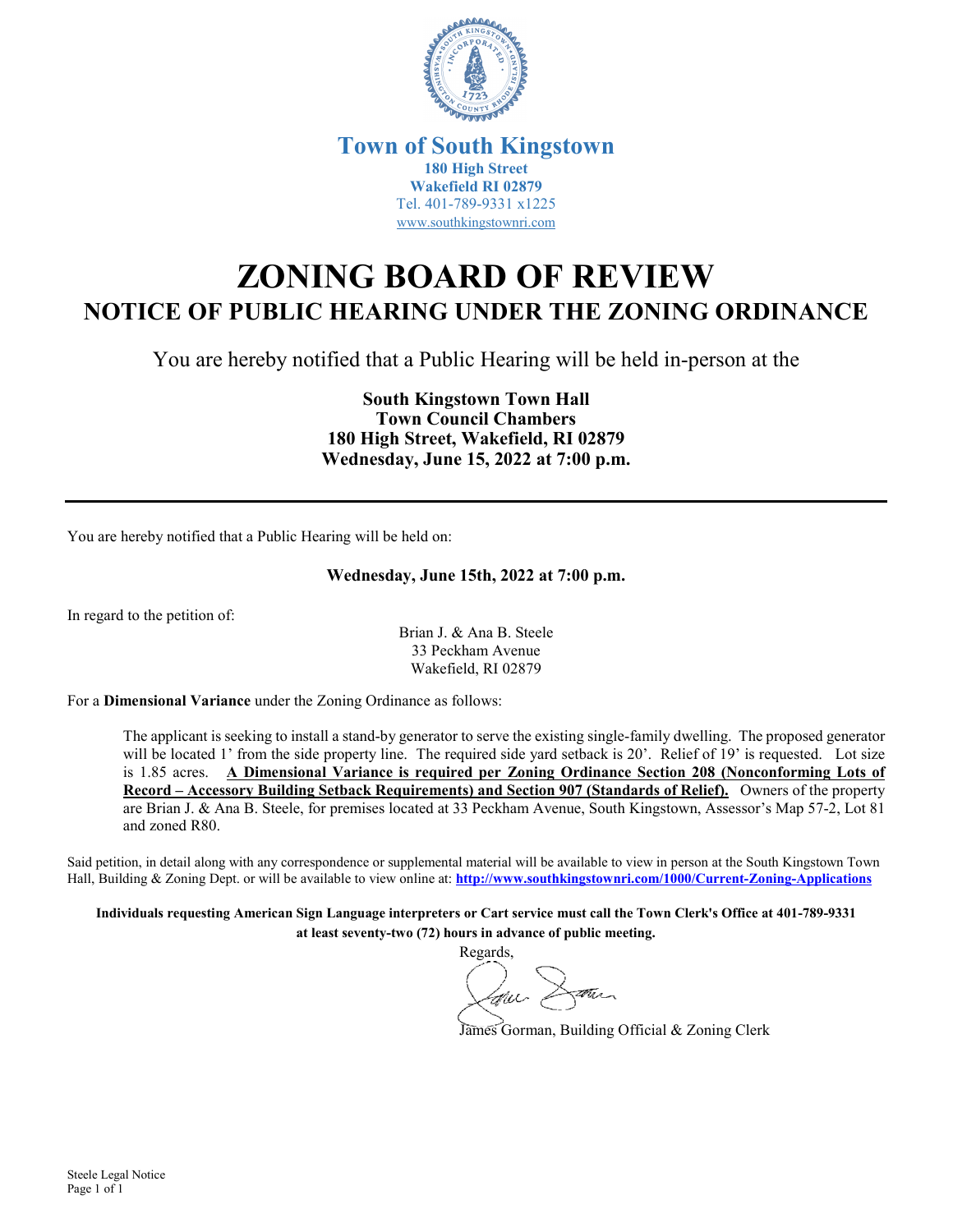**Town of South Kingstown**
**180 High Street**
**Wakefield RI 02879**
Tel. 401-789-9331 x1225
www.southkingstownri.com

# ZONING BOARD OF REVIEW

## NOTICE OF PUBLIC HEARING UNDER THE ZONING ORDINANCE

You are hereby notified that a Public Hearing will be held in-person at the

**South Kingstown Town Hall**
**Town Council Chambers**
**180 High Street, Wakefield, RI 02879**
**Wednesday, June 15, 2022 at 7:00 p.m.**

---

You are hereby notified that a Public Hearing will be held on:

**Wednesday, June 15th, 2022 at 7:00 p.m.**

In regard to the petition of:

Brian J. & Ana B. Steele
33 Peckham Avenue
Wakefield, RI 02879

For a **Dimensional Variance** under the Zoning Ordinance as follows:

> The applicant is seeking to install a stand-by generator to serve the existing single-family dwelling. The proposed generator will be located 1' from the side property line. The required side yard setback is 20'. Relief of 19' is requested. Lot size is 1.85 acres. **A Dimensional Variance is required per Zoning Ordinance Section 208 (Nonconforming Lots of Record – Accessory Building Setback Requirements) and Section 907 (Standards of Relief).** Owners of the property are Brian J. & Ana B. Steele, for premises located at 33 Peckham Avenue, South Kingstown, Assessor's Map 57-2, Lot 81 and zoned R80.

Said petition, in detail along with any correspondence or supplemental material will be available to view in person at the South Kingstown Town Hall, Building & Zoning Dept. or will be available to view online at: **http://www.southkingstownri.com/1000/Current-Zoning-Applications**

**Individuals requesting American Sign Language interpreters or Cart service must call the Town Clerk's Office at 401-789-9331 at least seventy-two (72) hours in advance of public meeting.**

Regards,

James Gorman, Building Official & Zoning Clerk

Steele Legal Notice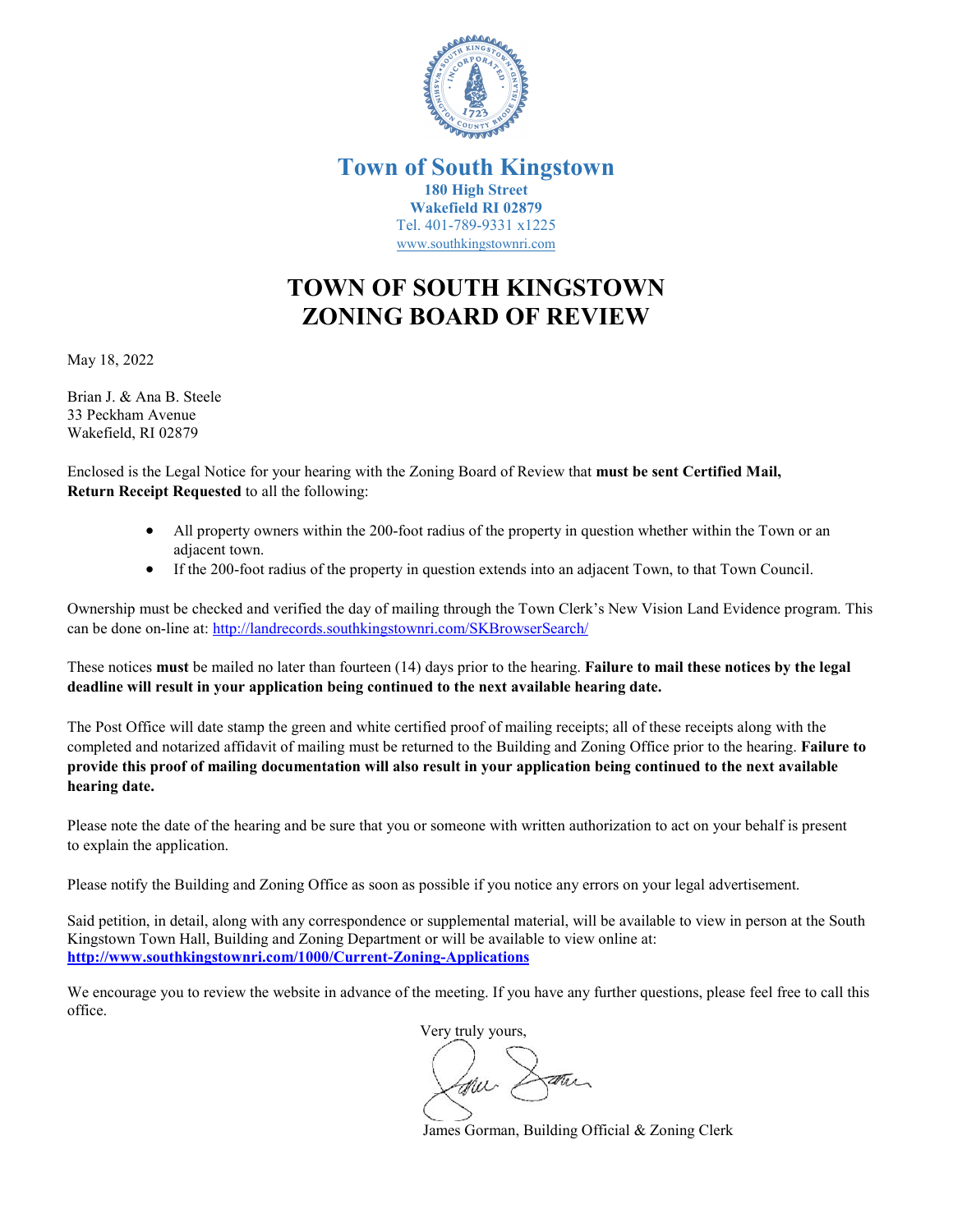# Town of South Kingstown

**180 High Street**
**Wakefield RI 02879**
Tel. 401-789-9331 x1225
www.southkingstownri.com

# TOWN OF SOUTH KINGSTOWN ZONING BOARD OF REVIEW

May 18, 2022

Brian J. & Ana B. Steele
33 Peckham Avenue
Wakefield, RI 02879

Enclosed is the Legal Notice for your hearing with the Zoning Board of Review that **must be sent Certified Mail, Return Receipt Requested** to all the following:

- All property owners within the 200-foot radius of the property in question whether within the Town or an adjacent town.
- If the 200-foot radius of the property in question extends into an adjacent Town, to that Town Council.

Ownership must be checked and verified the day of mailing through the Town Clerk's New Vision Land Evidence program. This can be done on-line at: http://landrecords.southkingstownri.com/SKBrowserSearch/

These notices **must** be mailed no later than fourteen (14) days prior to the hearing. **Failure to mail these notices by the legal deadline will result in your application being continued to the next available hearing date.**

The Post Office will date stamp the green and white certified proof of mailing receipts; all of these receipts along with the completed and notarized affidavit of mailing must be returned to the Building and Zoning Office prior to the hearing. **Failure to provide this proof of mailing documentation will also result in your application being continued to the next available hearing date.**

Please note the date of the hearing and be sure that you or someone with written authorization to act on your behalf is present to explain the application.

Please notify the Building and Zoning Office as soon as possible if you notice any errors on your legal advertisement.

Said petition, in detail, along with any correspondence or supplemental material, will be available to view in person at the South Kingstown Town Hall, Building and Zoning Department or will be available to view online at: **http://www.southkingstownri.com/1000/Current-Zoning-Applications**

We encourage you to review the website in advance of the meeting. If you have any further questions, please feel free to call this office.

Very truly yours,

James Gorman, Building Official & Zoning Clerk